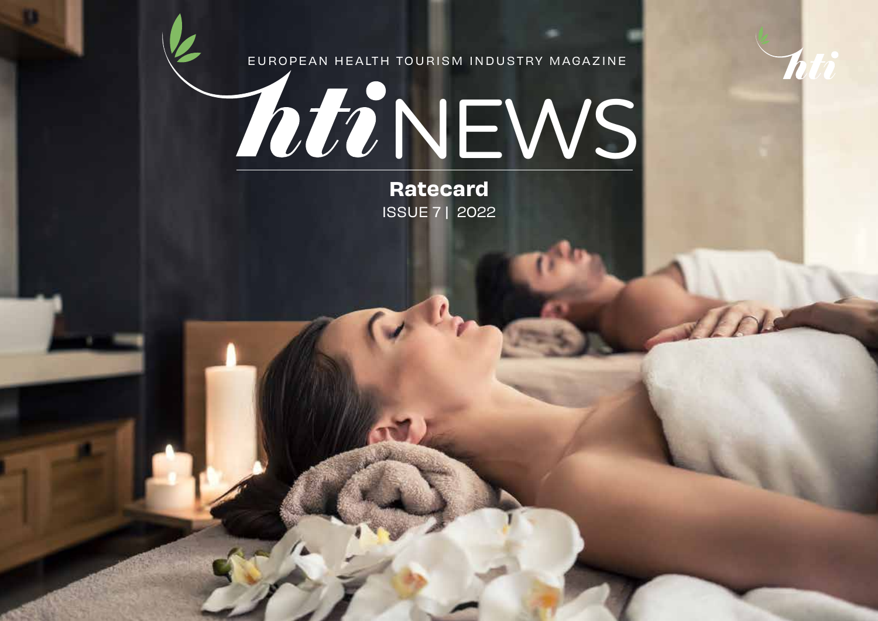EUROPEAN HEALTH TOURISM INDUSTRY MAGAZINE

# htiNEWS

## Ratecard

ISSUE 7 | 2022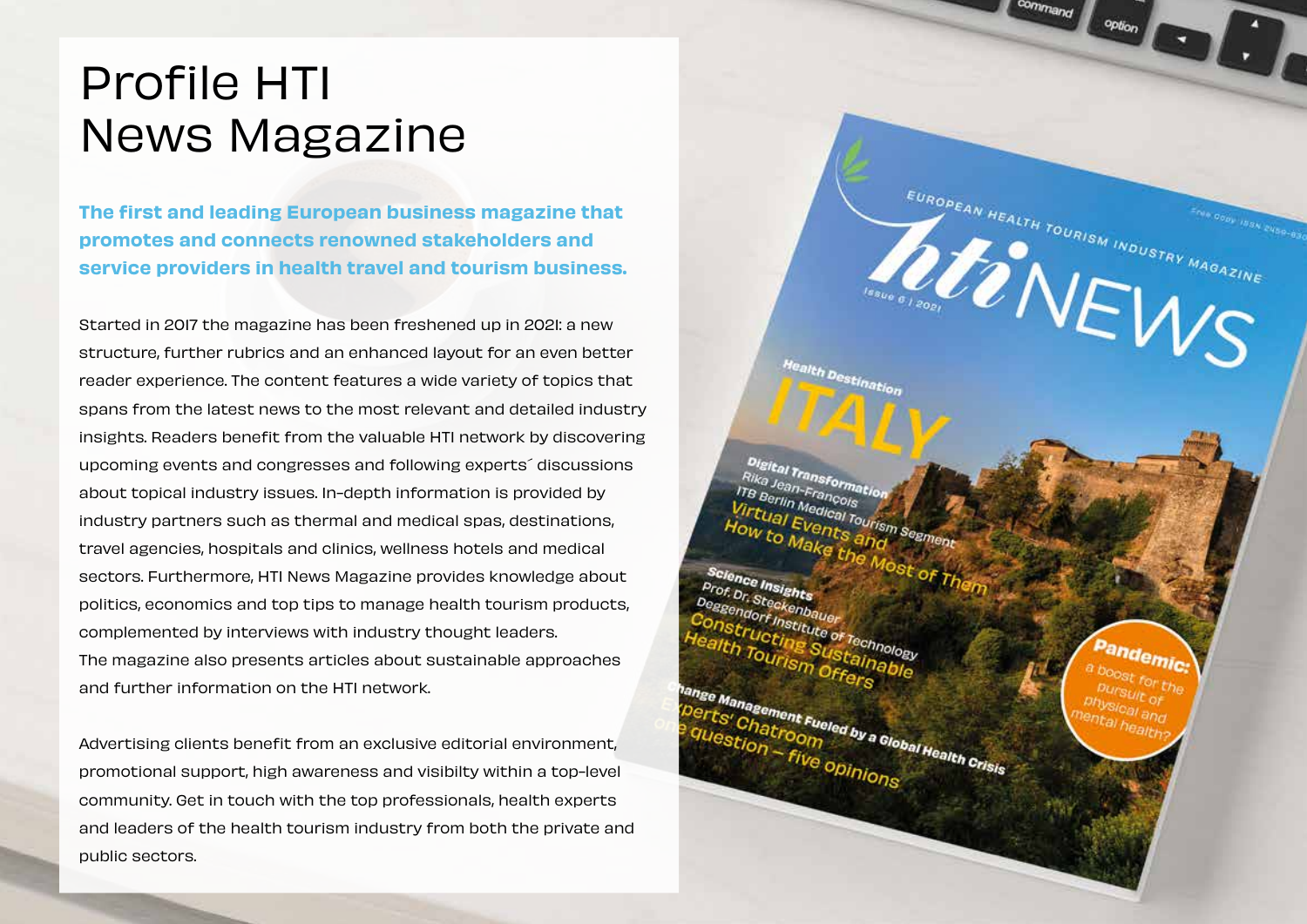# Profile HTI News Magazine

**The first and leading European business magazine that promotes and connects renowned stakeholders and service providers in health travel and tourism business.**

Started in 2017 the magazine has been freshened up in 2021: a new structure, further rubrics and an enhanced layout for an even better reader experience. The content features a wide variety of topics that spans from the latest news to the most relevant and detailed industry insights. Readers benefit from the valuable HTI network by discovering upcoming events and congresses and following experts´ discussions about topical industry issues. In-depth information is provided by industry partners such as thermal and medical spas, destinations, travel agencies, hospitals and clinics, wellness hotels and medical sectors. Furthermore, HTI News Magazine provides knowledge about politics, economics and top tips to manage health tourism products, complemented by interviews with industry thought leaders. The magazine also presents articles about sustainable approaches and further information on the HTI network.

Advertising clients benefit from an exclusive editorial environment, promotional support, high awareness and visibilty within a top-level community. Get in touch with the top professionals, health experts and leaders of the health tourism industry from both the private and public sectors.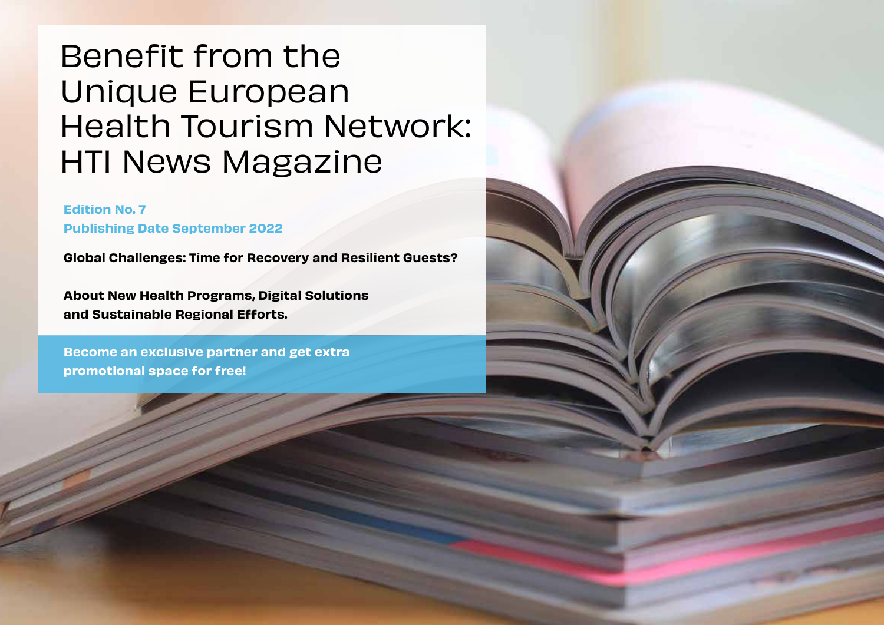# Benefit from the Unique European Health Tourism Network: HTI News Magazine

**Edition No. 7**
**Publishing Date September 2022**

**Global Challenges: Time for Recovery and Resilient Guests?**

**About New Health Programs, Digital Solutions and Sustainable Regional Efforts.**

**Become an exclusive partner and get extra promotional space for free!**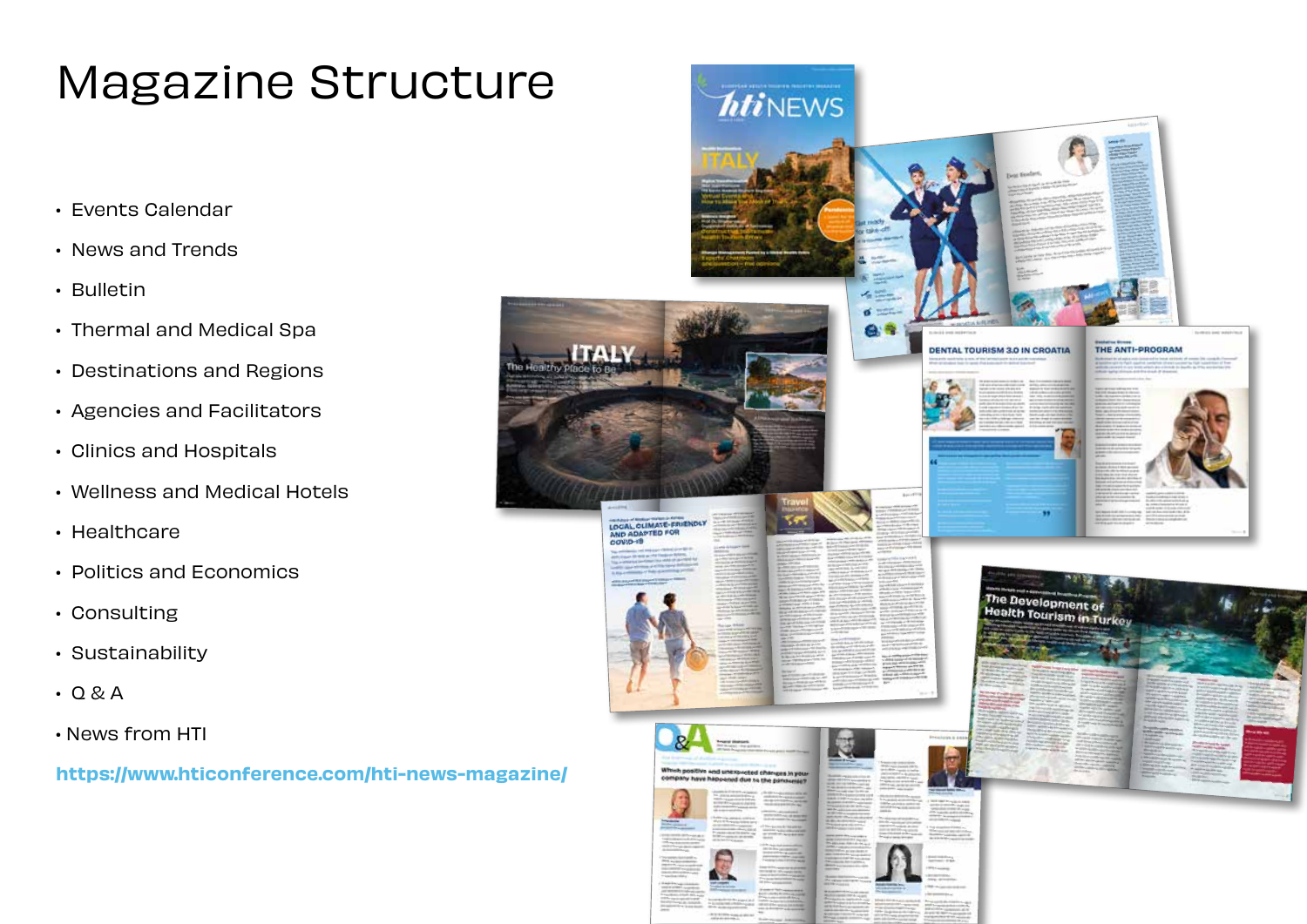# Magazine Structure

- Events Calendar
- News and Trends
- Bulletin
- Thermal and Medical Spa
- Destinations and Regions
- Agencies and Facilitators
- Clinics and Hospitals
- Wellness and Medical Hotels
- Healthcare
- Politics and Economics
- Consulting
- Sustainability
- Q & A
- News from HTI

https://www.hticonference.com/hti-news-magazine/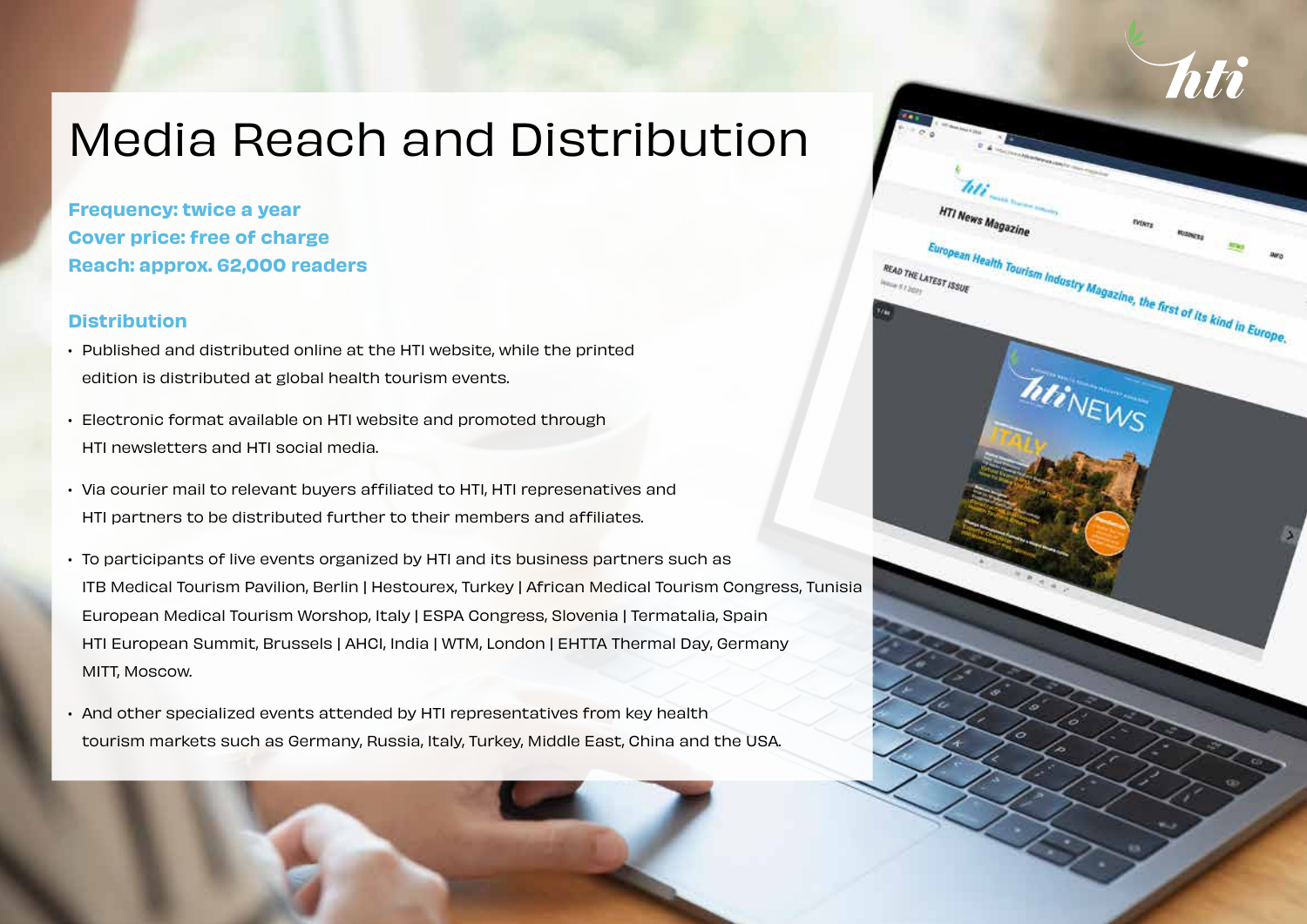# Media Reach and Distribution

**Frequency: twice a year**
**Cover price: free of charge**
**Reach: approx. 62,000 readers**

## Distribution

- Published and distributed online at the HTI website, while the printed edition is distributed at global health tourism events.
- Electronic format available on HTI website and promoted through HTI newsletters and HTI social media.
- Via courier mail to relevant buyers affiliated to HTI, HTI represenatives and HTI partners to be distributed further to their members and affiliates.
- To participants of live events organized by HTI and its business partners such as ITB Medical Tourism Pavilion, Berlin | Hestourex, Turkey | African Medical Tourism Congress, Tunisia European Medical Tourism Worshop, Italy | ESPA Congress, Slovenia | Termatalia, Spain HTI European Summit, Brussels | AHCI, India | WTM, London | EHTTA Thermal Day, Germany MITT, Moscow.
- And other specialized events attended by HTI representatives from key health tourism markets such as Germany, Russia, Italy, Turkey, Middle East, China and the USA.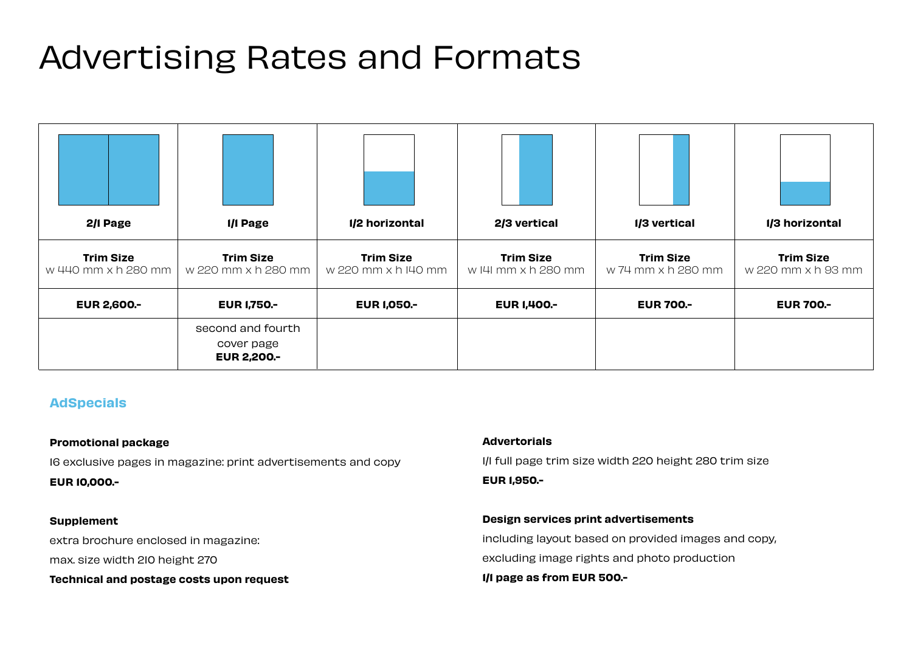# Advertising Rates and Formats

| 2/1 Page | 1/1 Page | 1/2 horizontal | 2/3 vertical | 1/3 vertical | 1/3 horizontal |
|---|---|---|---|---|---|
| **Trim Size** w 440 mm x h 280 mm | **Trim Size** w 220 mm x h 280 mm | **Trim Size** w 220 mm x h 140 mm | **Trim Size** w 141 mm x h 280 mm | **Trim Size** w 74 mm x h 280 mm | **Trim Size** w 220 mm x h 93 mm |
| **EUR 2,600.-** | **EUR 1,750.-** | **EUR 1,050.-** | **EUR 1,400.-** | **EUR 700.-** | **EUR 700.-** |
| | second and fourth cover page **EUR 2,200.-** | | | | |

## AdSpecials

**Promotional package**

16 exclusive pages in magazine: print advertisements and copy

**EUR 10,000.-**

**Supplement**

extra brochure enclosed in magazine:

max. size width 210 height 270

**Technical and postage costs upon request**

**Advertorials**

1/1 full page trim size width 220 height 280 trim size

**EUR 1,950.-**

**Design services print advertisements**

including layout based on provided images and copy,

excluding image rights and photo production

**1/1 page as from EUR 500.-**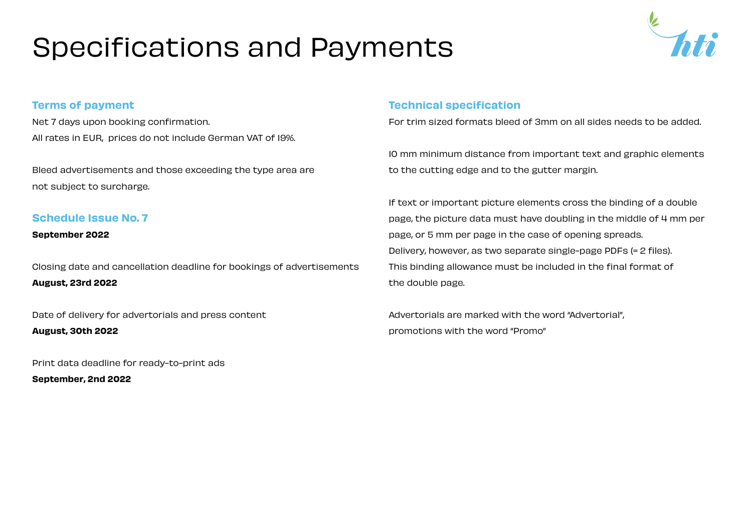# Specifications and Payments

## Terms of payment

Net 7 days upon booking confirmation.
All rates in EUR, prices do not include German VAT of 19%.

Bleed advertisements and those exceeding the type area are not subject to surcharge.

## Schedule Issue No. 7

**September 2022**

Closing date and cancellation deadline for bookings of advertisements
**August, 23rd 2022**

Date of delivery for advertorials and press content
**August, 30th 2022**

Print data deadline for ready-to-print ads
**September, 2nd 2022**

## Technical specification

For trim sized formats bleed of 3mm on all sides needs to be added.

10 mm minimum distance from important text and graphic elements to the cutting edge and to the gutter margin.

If text or important picture elements cross the binding of a double page, the picture data must have doubling in the middle of 4 mm per page, or 5 mm per page in the case of opening spreads.
Delivery, however, as two separate single-page PDFs (= 2 files).
This binding allowance must be included in the final format of the double page.

Advertorials are marked with the word "Advertorial", promotions with the word "Promo"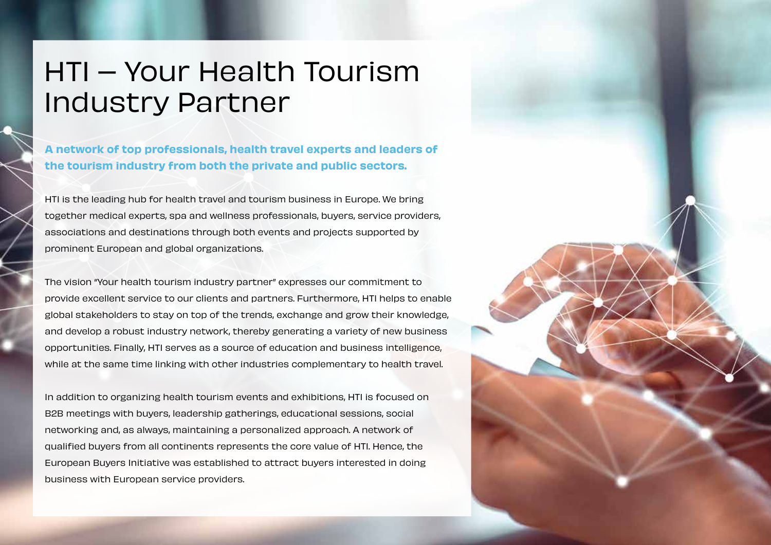# HTI – Your Health Tourism Industry Partner

**A network of top professionals, health travel experts and leaders of the tourism industry from both the private and public sectors.**

HTI is the leading hub for health travel and tourism business in Europe. We bring together medical experts, spa and wellness professionals, buyers, service providers, associations and destinations through both events and projects supported by prominent European and global organizations.

The vision "Your health tourism industry partner" expresses our commitment to provide excellent service to our clients and partners. Furthermore, HTI helps to enable global stakeholders to stay on top of the trends, exchange and grow their knowledge, and develop a robust industry network, thereby generating a variety of new business opportunities. Finally, HTI serves as a source of education and business intelligence, while at the same time linking with other industries complementary to health travel.

In addition to organizing health tourism events and exhibitions, HTI is focused on B2B meetings with buyers, leadership gatherings, educational sessions, social networking and, as always, maintaining a personalized approach. A network of qualified buyers from all continents represents the core value of HTI. Hence, the European Buyers Initiative was established to attract buyers interested in doing business with European service providers.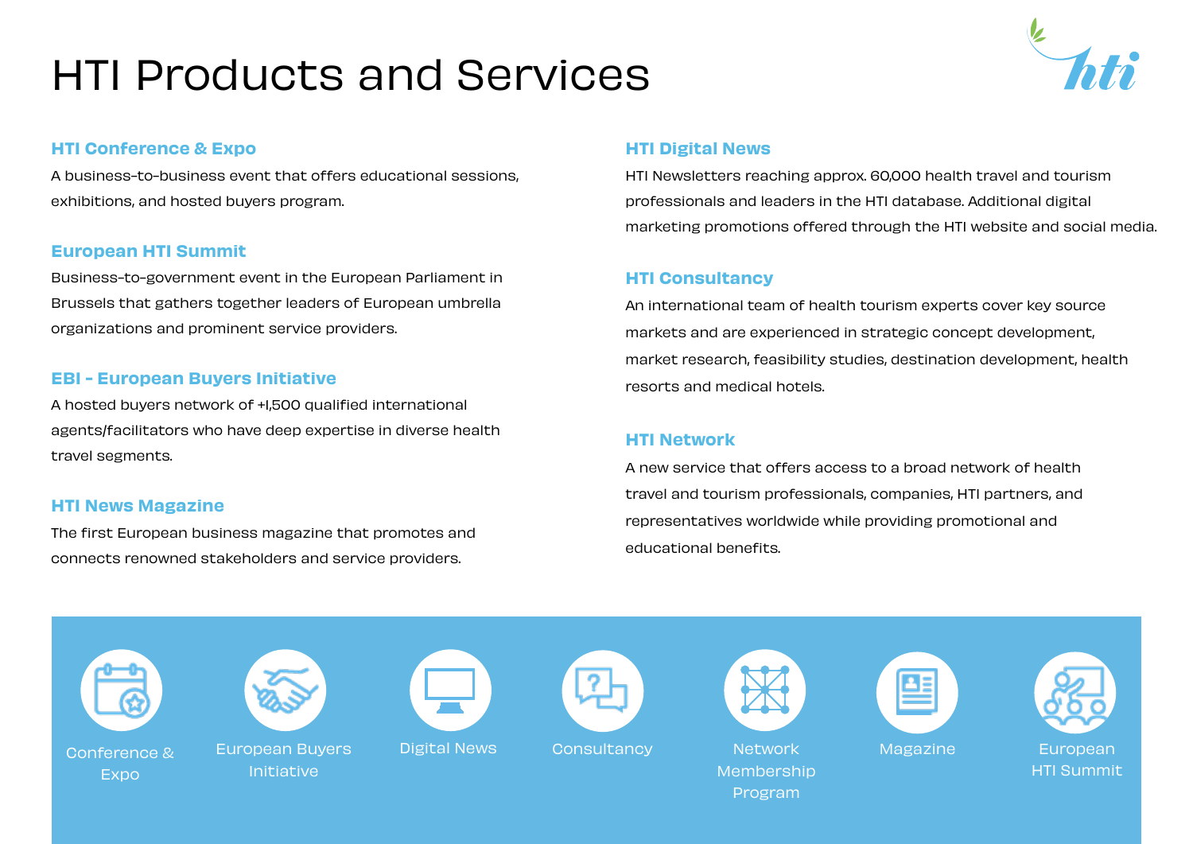# HTI Products and Services

### HTI Conference & Expo

A business-to-business event that offers educational sessions, exhibitions, and hosted buyers program.

### European HTI Summit

Business-to-government event in the European Parliament in Brussels that gathers together leaders of European umbrella organizations and prominent service providers.

### EBI - European Buyers Initiative

A hosted buyers network of +1,500 qualified international agents/facilitators who have deep expertise in diverse health travel segments.

### HTI News Magazine

The first European business magazine that promotes and connects renowned stakeholders and service providers.

### HTI Digital News

HTI Newsletters reaching approx. 60,000 health travel and tourism professionals and leaders in the HTI database. Additional digital marketing promotions offered through the HTI website and social media.

### HTI Consultancy

An international team of health tourism experts cover key source markets and are experienced in strategic concept development, market research, feasibility studies, destination development, health resorts and medical hotels.

### HTI Network

A new service that offers access to a broad network of health travel and tourism professionals, companies, HTI partners, and representatives worldwide while providing promotional and educational benefits.

Conference & Expo | European Buyers Initiative | Digital News | Consultancy | Network Membership Program | Magazine | European HTI Summit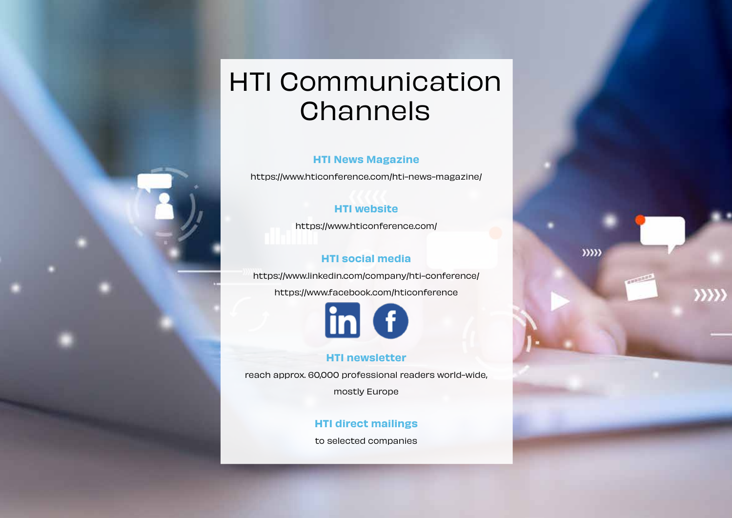# HTI Communication Channels

### HTI News Magazine

https://www.hticonference.com/hti-news-magazine/

### HTI website

https://www.hticonference.com/

### HTI social media

https://www.linkedin.com/company/hti-conference/

https://www.facebook.com/hticonference

### HTI newsletter

reach approx. 60,000 professional readers world-wide, mostly Europe

### HTI direct mailings

to selected companies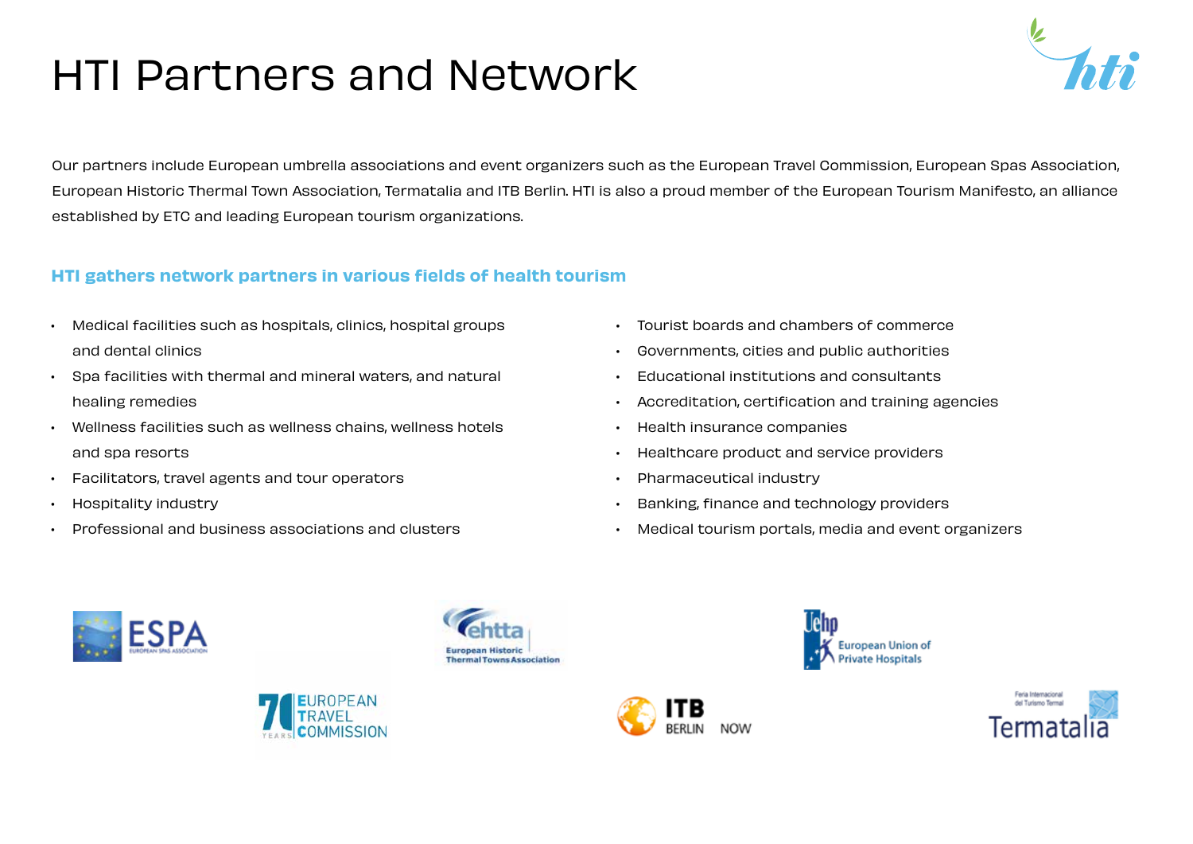# HTI Partners and Network

Our partners include European umbrella associations and event organizers such as the European Travel Commission, European Spas Association, European Historic Thermal Town Association, Termatalia and ITB Berlin. HTI is also a proud member of the European Tourism Manifesto, an alliance established by ETC and leading European tourism organizations.

## HTI gathers network partners in various fields of health tourism

- Medical facilities such as hospitals, clinics, hospital groups and dental clinics
- Spa facilities with thermal and mineral waters, and natural healing remedies
- Wellness facilities such as wellness chains, wellness hotels and spa resorts
- Facilitators, travel agents and tour operators
- Hospitality industry
- Professional and business associations and clusters
- Tourist boards and chambers of commerce
- Governments, cities and public authorities
- Educational institutions and consultants
- Accreditation, certification and training agencies
- Health insurance companies
- Healthcare product and service providers
- Pharmaceutical industry
- Banking, finance and technology providers
- Medical tourism portals, media and event organizers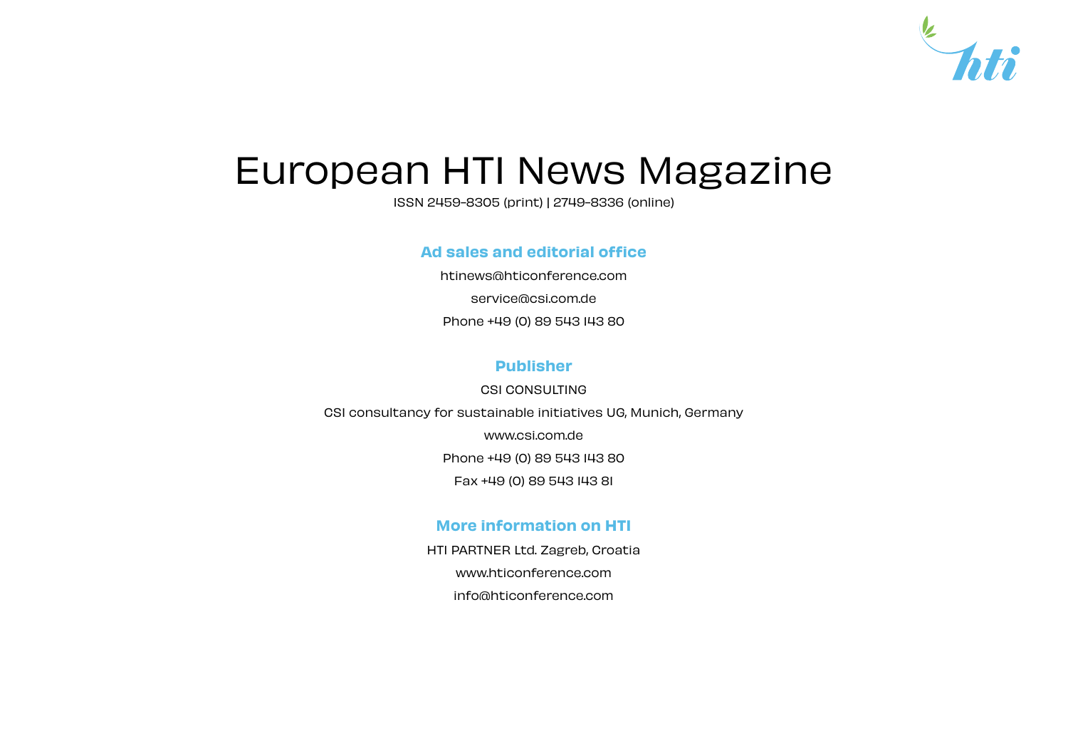# European HTI News Magazine

ISSN 2459-8305 (print) | 2749-8336 (online)

## Ad sales and editorial office

htinews@hticonference.com

service@csi.com.de

Phone +49 (0) 89 543 143 80

## Publisher

CSI CONSULTING

CSI consultancy for sustainable initiatives UG, Munich, Germany

www.csi.com.de

Phone +49 (0) 89 543 143 80

Fax +49 (0) 89 543 143 81

## More information on HTI

HTI PARTNER Ltd. Zagreb, Croatia

www.hticonference.com

info@hticonference.com